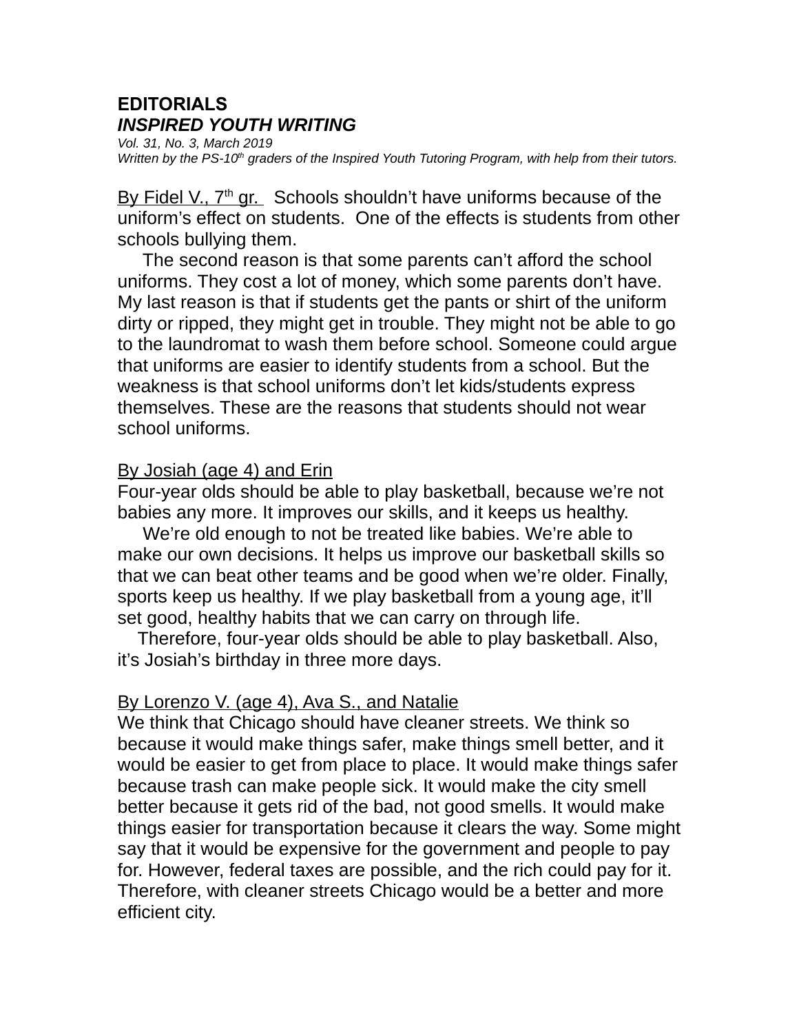**EDITORIALS**
***INSPIRED YOUTH WRITING***
*Vol. 31, No. 3, March 2019*
*Written by the PS-10th graders of the Inspired Youth Tutoring Program, with help from their tutors.*

By Fidel V., 7th gr. Schools shouldn't have uniforms because of the uniform's effect on students. One of the effects is students from other schools bullying them.

The second reason is that some parents can't afford the school uniforms. They cost a lot of money, which some parents don't have. My last reason is that if students get the pants or shirt of the uniform dirty or ripped, they might get in trouble. They might not be able to go to the laundromat to wash them before school. Someone could argue that uniforms are easier to identify students from a school. But the weakness is that school uniforms don't let kids/students express themselves. These are the reasons that students should not wear school uniforms.

By Josiah (age 4) and Erin
Four-year olds should be able to play basketball, because we're not babies any more. It improves our skills, and it keeps us healthy.

We're old enough to not be treated like babies. We're able to make our own decisions. It helps us improve our basketball skills so that we can beat other teams and be good when we're older. Finally, sports keep us healthy. If we play basketball from a young age, it'll set good, healthy habits that we can carry on through life.

Therefore, four-year olds should be able to play basketball. Also, it's Josiah's birthday in three more days.

By Lorenzo V. (age 4), Ava S., and Natalie
We think that Chicago should have cleaner streets. We think so because it would make things safer, make things smell better, and it would be easier to get from place to place. It would make things safer because trash can make people sick. It would make the city smell better because it gets rid of the bad, not good smells. It would make things easier for transportation because it clears the way. Some might say that it would be expensive for the government and people to pay for. However, federal taxes are possible, and the rich could pay for it. Therefore, with cleaner streets Chicago would be a better and more efficient city.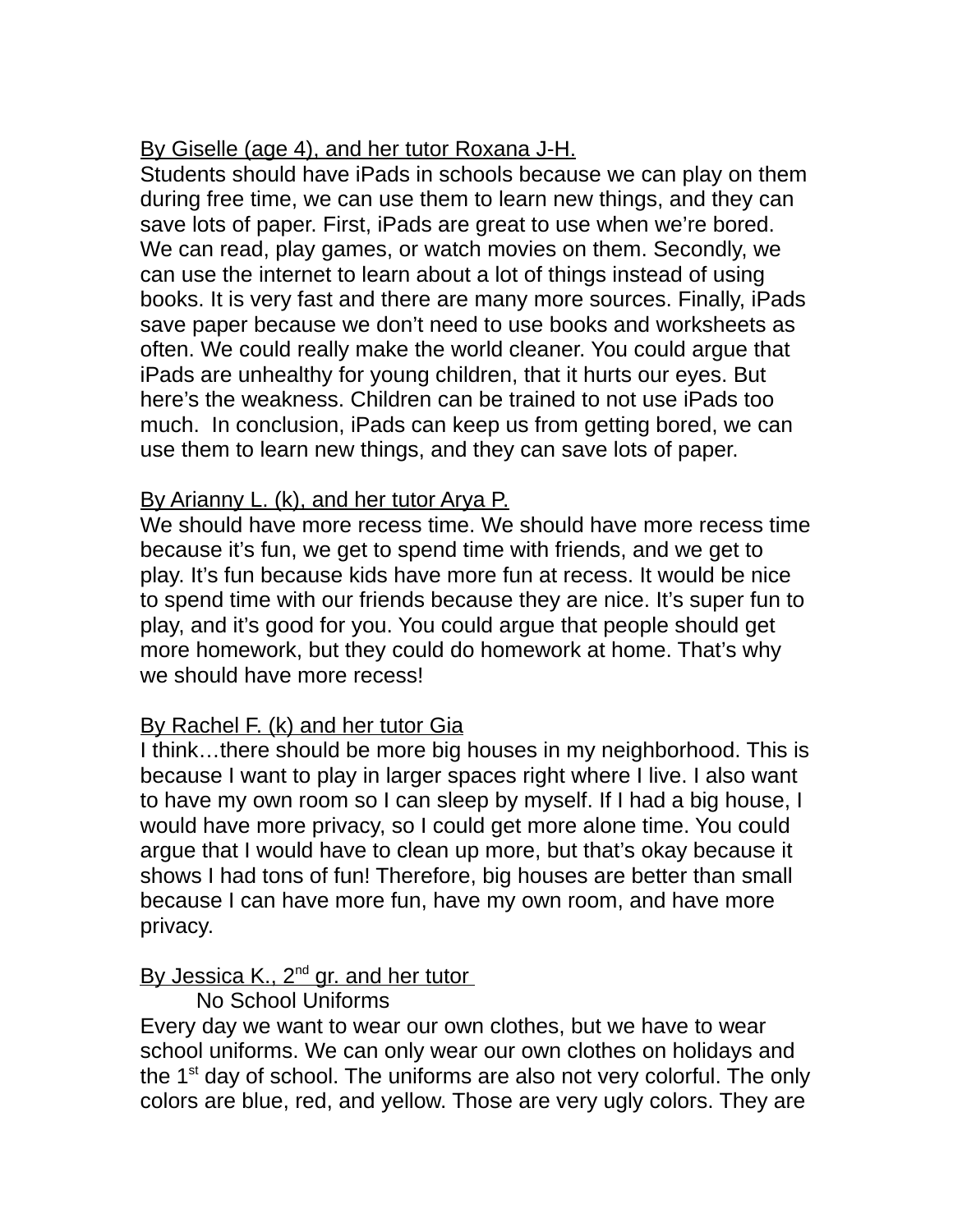<u>By Giselle (age 4), and her tutor Roxana J-H.</u>

Students should have iPads in schools because we can play on them during free time, we can use them to learn new things, and they can save lots of paper. First, iPads are great to use when we're bored. We can read, play games, or watch movies on them. Secondly, we can use the internet to learn about a lot of things instead of using books. It is very fast and there are many more sources. Finally, iPads save paper because we don't need to use books and worksheets as often. We could really make the world cleaner. You could argue that iPads are unhealthy for young children, that it hurts our eyes. But here's the weakness. Children can be trained to not use iPads too much. In conclusion, iPads can keep us from getting bored, we can use them to learn new things, and they can save lots of paper.

<u>By Arianny L. (k), and her tutor Arya P.</u>

We should have more recess time. We should have more recess time because it's fun, we get to spend time with friends, and we get to play. It's fun because kids have more fun at recess. It would be nice to spend time with our friends because they are nice. It's super fun to play, and it's good for you. You could argue that people should get more homework, but they could do homework at home. That's why we should have more recess!

<u>By Rachel F. (k) and her tutor Gia</u>

I think…there should be more big houses in my neighborhood. This is because I want to play in larger spaces right where I live. I also want to have my own room so I can sleep by myself. If I had a big house, I would have more privacy, so I could get more alone time. You could argue that I would have to clean up more, but that's okay because it shows I had tons of fun! Therefore, big houses are better than small because I can have more fun, have my own room, and have more privacy.

<u>By Jessica K., 2nd gr. and her tutor</u>

No School Uniforms

Every day we want to wear our own clothes, but we have to wear school uniforms. We can only wear our own clothes on holidays and the 1st day of school. The uniforms are also not very colorful. The only colors are blue, red, and yellow. Those are very ugly colors. They are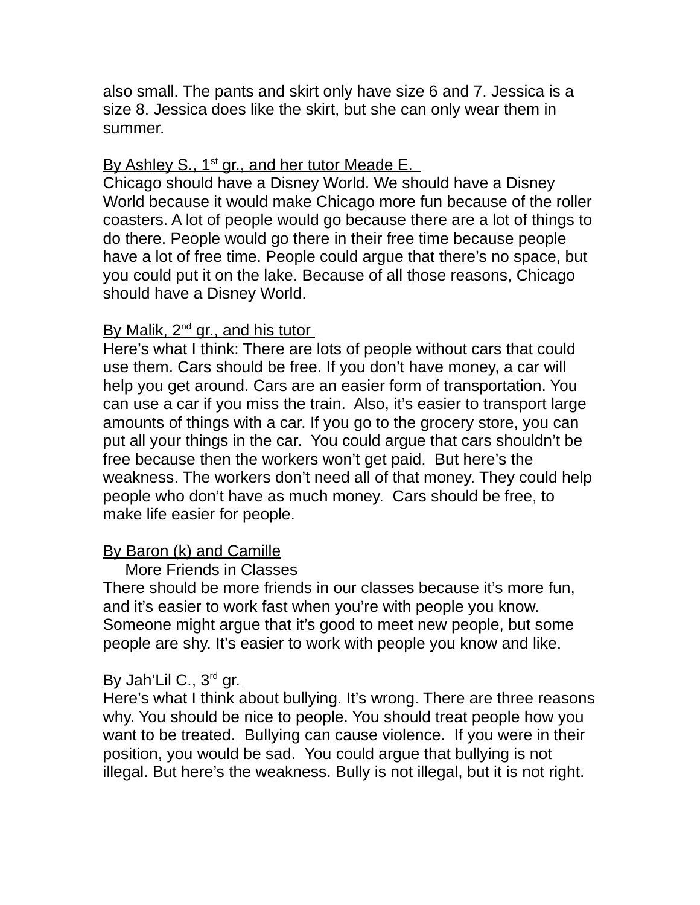also small. The pants and skirt only have size 6 and 7. Jessica is a size 8. Jessica does like the skirt, but she can only wear them in summer.

<u>By Ashley S., 1st gr., and her tutor Meade E.</u>
Chicago should have a Disney World. We should have a Disney World because it would make Chicago more fun because of the roller coasters. A lot of people would go because there are a lot of things to do there. People would go there in their free time because people have a lot of free time. People could argue that there's no space, but you could put it on the lake. Because of all those reasons, Chicago should have a Disney World.

<u>By Malik, 2nd gr., and his tutor</u>
Here's what I think: There are lots of people without cars that could use them. Cars should be free. If you don't have money, a car will help you get around. Cars are an easier form of transportation. You can use a car if you miss the train. Also, it's easier to transport large amounts of things with a car. If you go to the grocery store, you can put all your things in the car. You could argue that cars shouldn't be free because then the workers won't get paid. But here's the weakness. The workers don't need all of that money. They could help people who don't have as much money. Cars should be free, to make life easier for people.

<u>By Baron (k) and Camille</u>
More Friends in Classes
There should be more friends in our classes because it's more fun, and it's easier to work fast when you're with people you know. Someone might argue that it's good to meet new people, but some people are shy. It's easier to work with people you know and like.

<u>By Jah'Lil C., 3rd gr.</u>
Here's what I think about bullying. It's wrong. There are three reasons why. You should be nice to people. You should treat people how you want to be treated. Bullying can cause violence. If you were in their position, you would be sad. You could argue that bullying is not illegal. But here's the weakness. Bully is not illegal, but it is not right.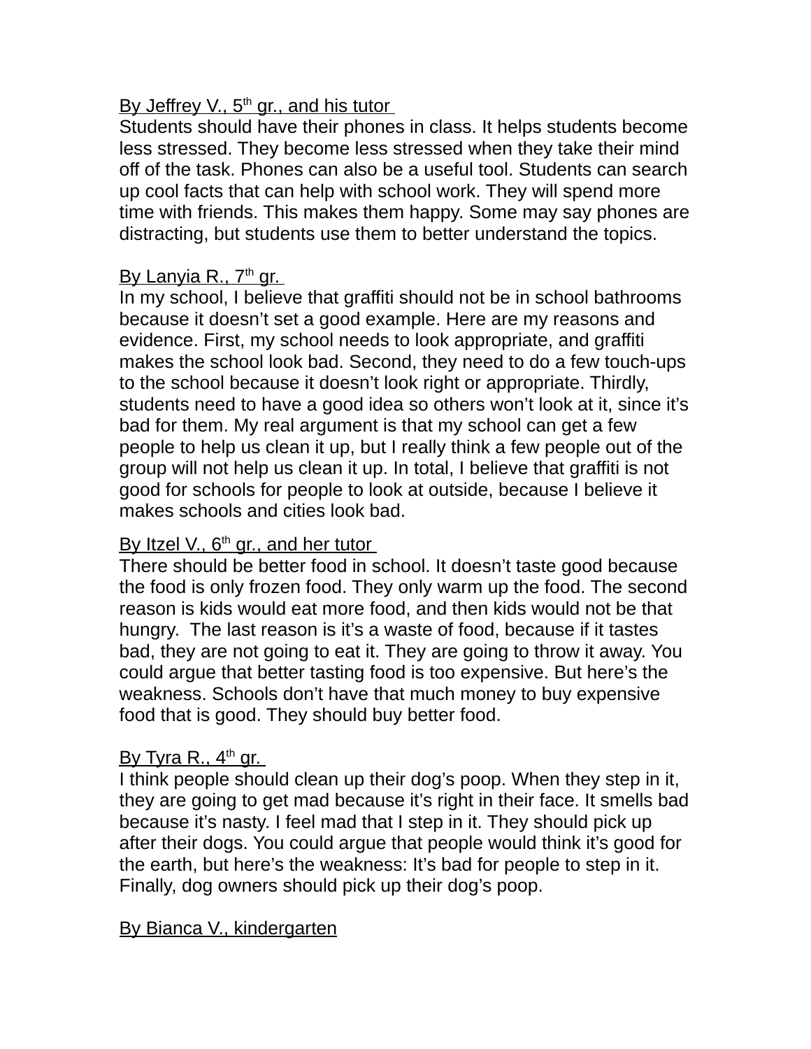By Jeffrey V., 5th gr., and his tutor

Students should have their phones in class. It helps students become less stressed. They become less stressed when they take their mind off of the task. Phones can also be a useful tool. Students can search up cool facts that can help with school work. They will spend more time with friends. This makes them happy. Some may say phones are distracting, but students use them to better understand the topics.

By Lanyia R., 7th gr.

In my school, I believe that graffiti should not be in school bathrooms because it doesn't set a good example. Here are my reasons and evidence. First, my school needs to look appropriate, and graffiti makes the school look bad. Second, they need to do a few touch-ups to the school because it doesn't look right or appropriate. Thirdly, students need to have a good idea so others won't look at it, since it's bad for them. My real argument is that my school can get a few people to help us clean it up, but I really think a few people out of the group will not help us clean it up. In total, I believe that graffiti is not good for schools for people to look at outside, because I believe it makes schools and cities look bad.

By Itzel V., 6th gr., and her tutor

There should be better food in school. It doesn't taste good because the food is only frozen food. They only warm up the food. The second reason is kids would eat more food, and then kids would not be that hungry. The last reason is it's a waste of food, because if it tastes bad, they are not going to eat it. They are going to throw it away. You could argue that better tasting food is too expensive. But here's the weakness. Schools don't have that much money to buy expensive food that is good. They should buy better food.

By Tyra R., 4th gr.

I think people should clean up their dog's poop. When they step in it, they are going to get mad because it's right in their face. It smells bad because it's nasty. I feel mad that I step in it. They should pick up after their dogs. You could argue that people would think it's good for the earth, but here's the weakness: It's bad for people to step in it. Finally, dog owners should pick up their dog's poop.

By Bianca V., kindergarten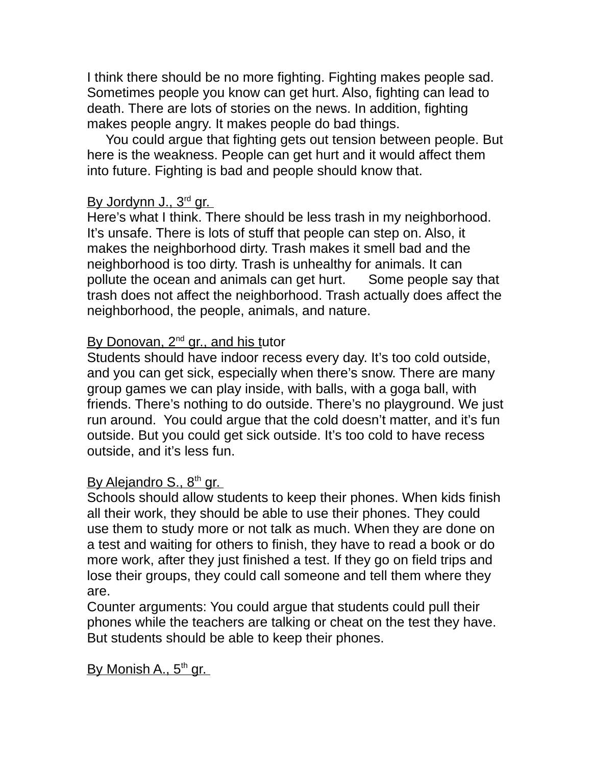I think there should be no more fighting. Fighting makes people sad. Sometimes people you know can get hurt. Also, fighting can lead to death. There are lots of stories on the news. In addition, fighting makes people angry. It makes people do bad things.

You could argue that fighting gets out tension between people. But here is the weakness. People can get hurt and it would affect them into future. Fighting is bad and people should know that.

By Jordynn J., 3rd gr.

Here's what I think. There should be less trash in my neighborhood. It's unsafe. There is lots of stuff that people can step on. Also, it makes the neighborhood dirty. Trash makes it smell bad and the neighborhood is too dirty. Trash is unhealthy for animals. It can pollute the ocean and animals can get hurt. Some people say that trash does not affect the neighborhood. Trash actually does affect the neighborhood, the people, animals, and nature.

By Donovan, 2nd gr., and his tutor

Students should have indoor recess every day. It's too cold outside, and you can get sick, especially when there's snow. There are many group games we can play inside, with balls, with a goga ball, with friends. There's nothing to do outside. There's no playground. We just run around. You could argue that the cold doesn't matter, and it's fun outside. But you could get sick outside. It's too cold to have recess outside, and it's less fun.

By Alejandro S., 8th gr.

Schools should allow students to keep their phones. When kids finish all their work, they should be able to use their phones. They could use them to study more or not talk as much. When they are done on a test and waiting for others to finish, they have to read a book or do more work, after they just finished a test. If they go on field trips and lose their groups, they could call someone and tell them where they are.

Counter arguments: You could argue that students could pull their phones while the teachers are talking or cheat on the test they have. But students should be able to keep their phones.

By Monish A., 5th gr.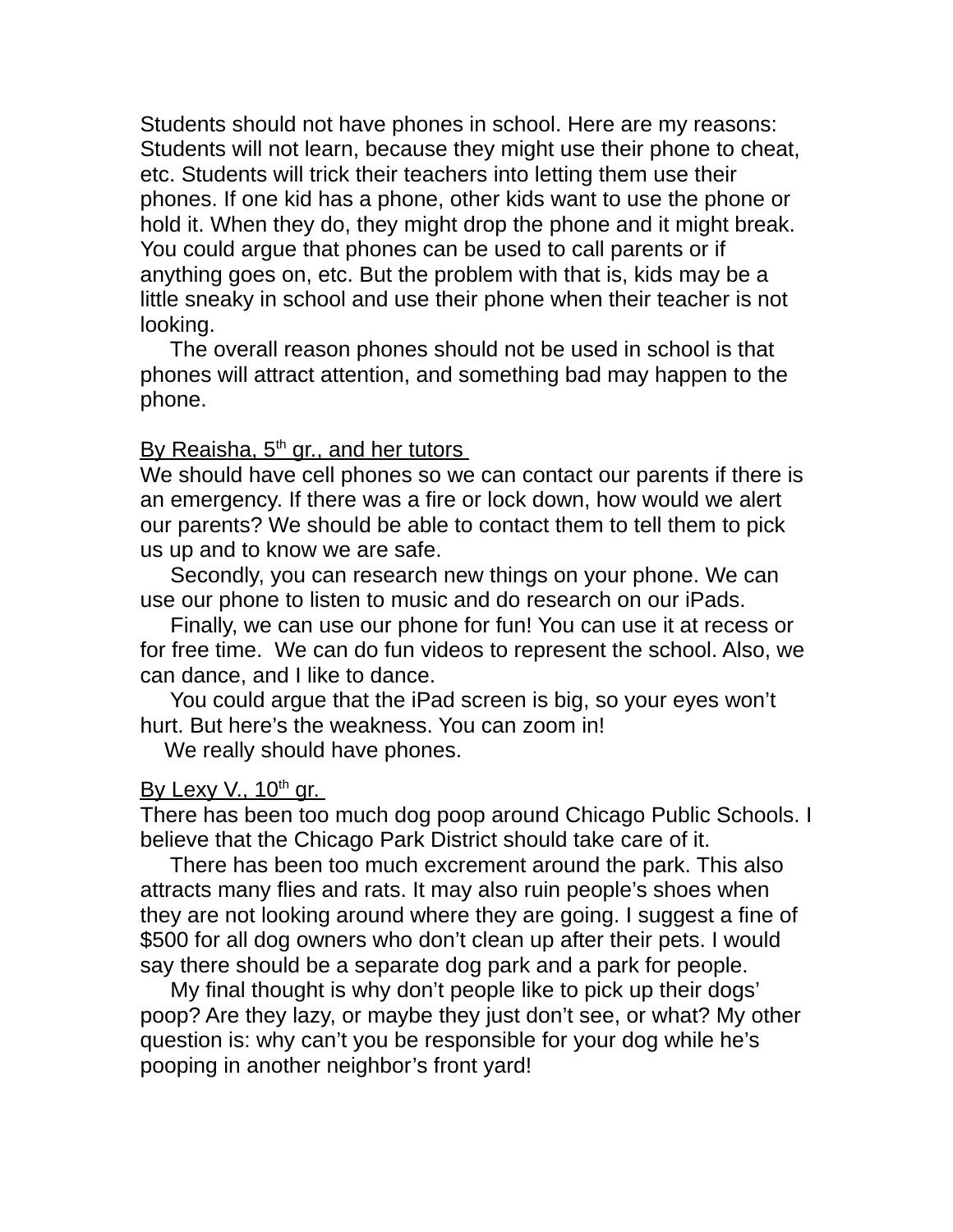Students should not have phones in school. Here are my reasons: Students will not learn, because they might use their phone to cheat, etc. Students will trick their teachers into letting them use their phones. If one kid has a phone, other kids want to use the phone or hold it. When they do, they might drop the phone and it might break. You could argue that phones can be used to call parents or if anything goes on, etc. But the problem with that is, kids may be a little sneaky in school and use their phone when their teacher is not looking.

The overall reason phones should not be used in school is that phones will attract attention, and something bad may happen to the phone.

By Reaisha, 5th gr., and her tutors

We should have cell phones so we can contact our parents if there is an emergency. If there was a fire or lock down, how would we alert our parents? We should be able to contact them to tell them to pick us up and to know we are safe.

Secondly, you can research new things on your phone. We can use our phone to listen to music and do research on our iPads.

Finally, we can use our phone for fun! You can use it at recess or for free time. We can do fun videos to represent the school. Also, we can dance, and I like to dance.

You could argue that the iPad screen is big, so your eyes won't hurt. But here's the weakness. You can zoom in!

We really should have phones.

By Lexy V., 10th gr.

There has been too much dog poop around Chicago Public Schools. I believe that the Chicago Park District should take care of it.

There has been too much excrement around the park. This also attracts many flies and rats. It may also ruin people's shoes when they are not looking around where they are going. I suggest a fine of $500 for all dog owners who don't clean up after their pets. I would say there should be a separate dog park and a park for people.

My final thought is why don't people like to pick up their dogs' poop? Are they lazy, or maybe they just don't see, or what? My other question is: why can't you be responsible for your dog while he's pooping in another neighbor's front yard!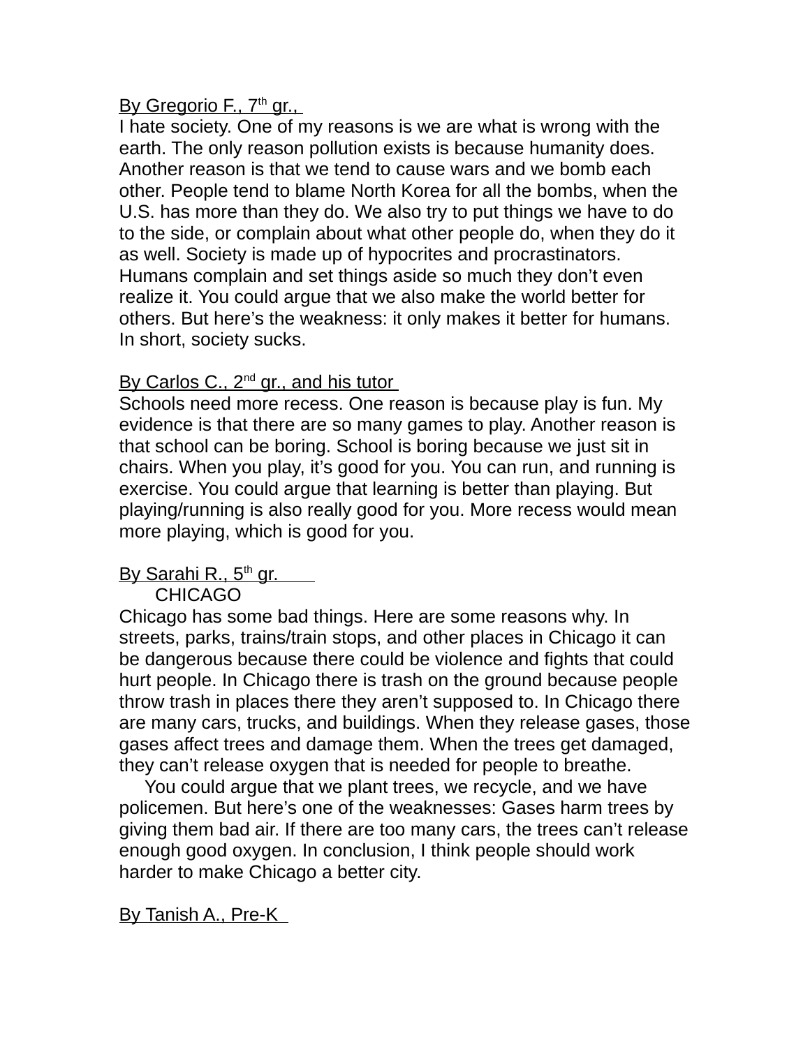By Gregorio F., 7th gr.,

I hate society. One of my reasons is we are what is wrong with the earth. The only reason pollution exists is because humanity does. Another reason is that we tend to cause wars and we bomb each other. People tend to blame North Korea for all the bombs, when the U.S. has more than they do. We also try to put things we have to do to the side, or complain about what other people do, when they do it as well. Society is made up of hypocrites and procrastinators. Humans complain and set things aside so much they don't even realize it. You could argue that we also make the world better for others. But here's the weakness: it only makes it better for humans. In short, society sucks.

By Carlos C., 2nd gr., and his tutor

Schools need more recess. One reason is because play is fun. My evidence is that there are so many games to play. Another reason is that school can be boring. School is boring because we just sit in chairs. When you play, it's good for you. You can run, and running is exercise. You could argue that learning is better than playing. But playing/running is also really good for you. More recess would mean more playing, which is good for you.

By Sarahi R., 5th gr.

CHICAGO

Chicago has some bad things. Here are some reasons why. In streets, parks, trains/train stops, and other places in Chicago it can be dangerous because there could be violence and fights that could hurt people. In Chicago there is trash on the ground because people throw trash in places there they aren't supposed to. In Chicago there are many cars, trucks, and buildings. When they release gases, those gases affect trees and damage them. When the trees get damaged, they can't release oxygen that is needed for people to breathe.

You could argue that we plant trees, we recycle, and we have policemen. But here's one of the weaknesses: Gases harm trees by giving them bad air. If there are too many cars, the trees can't release enough good oxygen. In conclusion, I think people should work harder to make Chicago a better city.

By Tanish A., Pre-K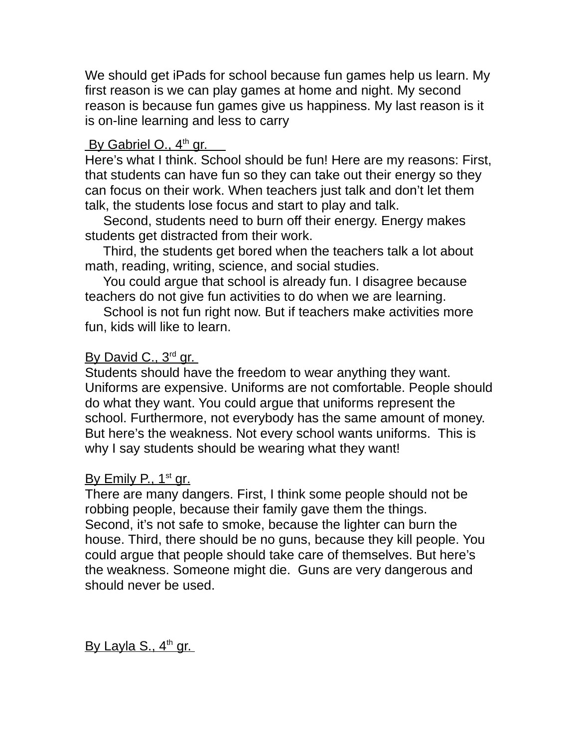We should get iPads for school because fun games help us learn. My first reason is we can play games at home and night. My second reason is because fun games give us happiness. My last reason is it is on-line learning and less to carry

By Gabriel O., 4th gr.

Here's what I think. School should be fun! Here are my reasons: First, that students can have fun so they can take out their energy so they can focus on their work. When teachers just talk and don't let them talk, the students lose focus and start to play and talk.

Second, students need to burn off their energy. Energy makes students get distracted from their work.

Third, the students get bored when the teachers talk a lot about math, reading, writing, science, and social studies.

You could argue that school is already fun. I disagree because teachers do not give fun activities to do when we are learning.

School is not fun right now. But if teachers make activities more fun, kids will like to learn.

By David C., 3rd gr.

Students should have the freedom to wear anything they want. Uniforms are expensive. Uniforms are not comfortable. People should do what they want. You could argue that uniforms represent the school. Furthermore, not everybody has the same amount of money. But here's the weakness. Not every school wants uniforms. This is why I say students should be wearing what they want!

By Emily P., 1st gr.

There are many dangers. First, I think some people should not be robbing people, because their family gave them the things.
Second, it's not safe to smoke, because the lighter can burn the house. Third, there should be no guns, because they kill people. You could argue that people should take care of themselves. But here's the weakness. Someone might die. Guns are very dangerous and should never be used.

By Layla S., 4th gr.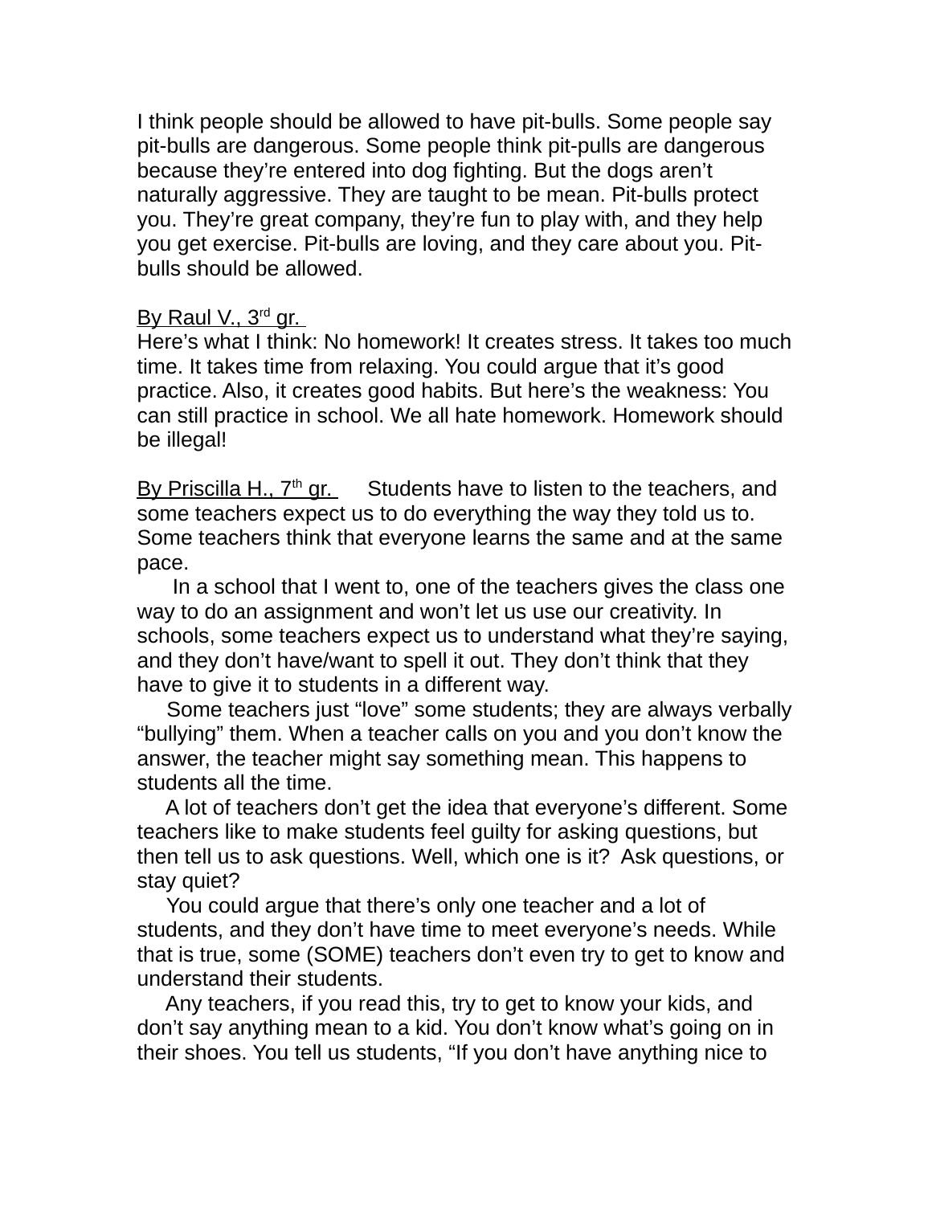I think people should be allowed to have pit-bulls. Some people say pit-bulls are dangerous. Some people think pit-pulls are dangerous because they're entered into dog fighting. But the dogs aren't naturally aggressive. They are taught to be mean. Pit-bulls protect you. They're great company, they're fun to play with, and they help you get exercise. Pit-bulls are loving, and they care about you. Pit-bulls should be allowed.

By Raul V., 3rd gr.

Here's what I think: No homework! It creates stress. It takes too much time. It takes time from relaxing. You could argue that it's good practice. Also, it creates good habits. But here's the weakness: You can still practice in school. We all hate homework. Homework should be illegal!

By Priscilla H., 7th gr.

Students have to listen to the teachers, and some teachers expect us to do everything the way they told us to. Some teachers think that everyone learns the same and at the same pace.

In a school that I went to, one of the teachers gives the class one way to do an assignment and won't let us use our creativity. In schools, some teachers expect us to understand what they're saying, and they don't have/want to spell it out. They don't think that they have to give it to students in a different way.

Some teachers just "love" some students; they are always verbally "bullying" them. When a teacher calls on you and you don't know the answer, the teacher might say something mean. This happens to students all the time.

A lot of teachers don't get the idea that everyone's different. Some teachers like to make students feel guilty for asking questions, but then tell us to ask questions. Well, which one is it? Ask questions, or stay quiet?

You could argue that there's only one teacher and a lot of students, and they don't have time to meet everyone's needs. While that is true, some (SOME) teachers don't even try to get to know and understand their students.

Any teachers, if you read this, try to get to know your kids, and don't say anything mean to a kid. You don't know what's going on in their shoes. You tell us students, "If you don't have anything nice to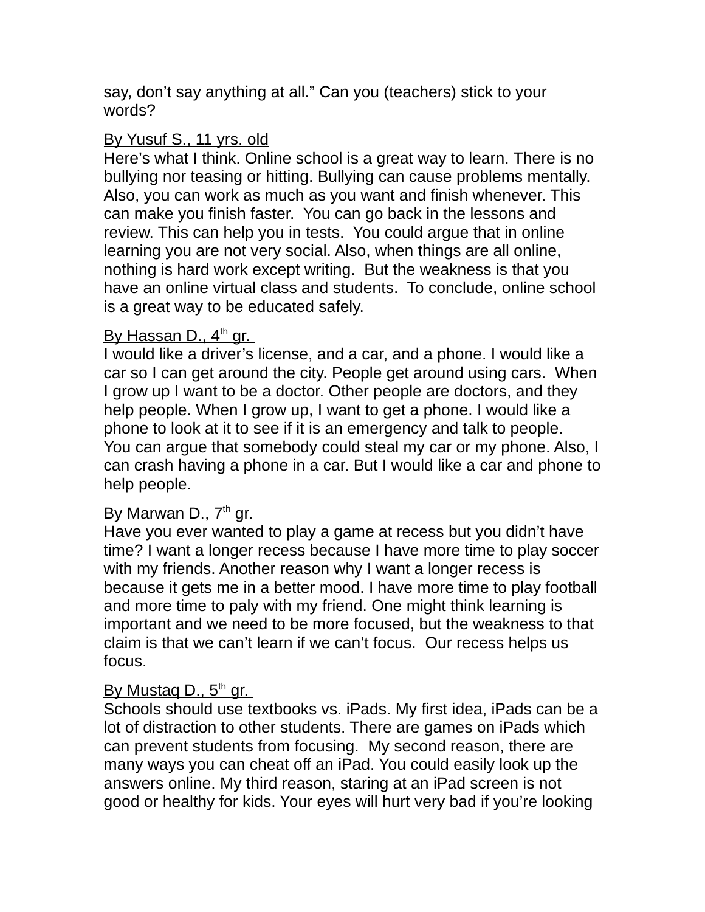say, don't say anything at all." Can you (teachers) stick to your words?

By Yusuf S., 11 yrs. old

Here's what I think. Online school is a great way to learn. There is no bullying nor teasing or hitting. Bullying can cause problems mentally. Also, you can work as much as you want and finish whenever. This can make you finish faster. You can go back in the lessons and review. This can help you in tests. You could argue that in online learning you are not very social. Also, when things are all online, nothing is hard work except writing. But the weakness is that you have an online virtual class and students. To conclude, online school is a great way to be educated safely.

By Hassan D., 4th gr.

I would like a driver's license, and a car, and a phone. I would like a car so I can get around the city. People get around using cars. When I grow up I want to be a doctor. Other people are doctors, and they help people. When I grow up, I want to get a phone. I would like a phone to look at it to see if it is an emergency and talk to people. You can argue that somebody could steal my car or my phone. Also, I can crash having a phone in a car. But I would like a car and phone to help people.

By Marwan D., 7th gr.

Have you ever wanted to play a game at recess but you didn't have time? I want a longer recess because I have more time to play soccer with my friends. Another reason why I want a longer recess is because it gets me in a better mood. I have more time to play football and more time to paly with my friend. One might think learning is important and we need to be more focused, but the weakness to that claim is that we can't learn if we can't focus. Our recess helps us focus.

By Mustaq D., 5th gr.

Schools should use textbooks vs. iPads. My first idea, iPads can be a lot of distraction to other students. There are games on iPads which can prevent students from focusing. My second reason, there are many ways you can cheat off an iPad. You could easily look up the answers online. My third reason, staring at an iPad screen is not good or healthy for kids. Your eyes will hurt very bad if you're looking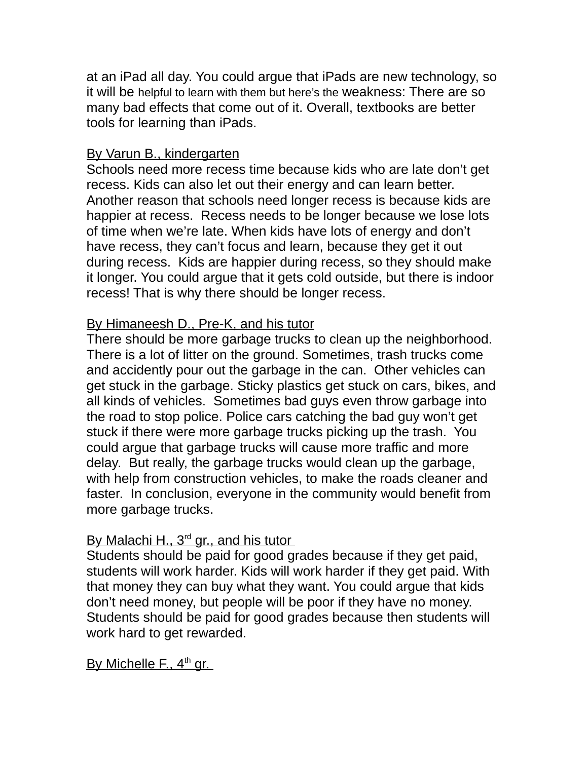at an iPad all day. You could argue that iPads are new technology, so it will be helpful to learn with them but here's the weakness: There are so many bad effects that come out of it. Overall, textbooks are better tools for learning than iPads.

By Varun B., kindergarten

Schools need more recess time because kids who are late don't get recess. Kids can also let out their energy and can learn better. Another reason that schools need longer recess is because kids are happier at recess. Recess needs to be longer because we lose lots of time when we're late. When kids have lots of energy and don't have recess, they can't focus and learn, because they get it out during recess. Kids are happier during recess, so they should make it longer. You could argue that it gets cold outside, but there is indoor recess! That is why there should be longer recess.

By Himaneesh D., Pre-K, and his tutor

There should be more garbage trucks to clean up the neighborhood. There is a lot of litter on the ground. Sometimes, trash trucks come and accidently pour out the garbage in the can. Other vehicles can get stuck in the garbage. Sticky plastics get stuck on cars, bikes, and all kinds of vehicles. Sometimes bad guys even throw garbage into the road to stop police. Police cars catching the bad guy won't get stuck if there were more garbage trucks picking up the trash. You could argue that garbage trucks will cause more traffic and more delay. But really, the garbage trucks would clean up the garbage, with help from construction vehicles, to make the roads cleaner and faster. In conclusion, everyone in the community would benefit from more garbage trucks.

By Malachi H., 3rd gr., and his tutor

Students should be paid for good grades because if they get paid, students will work harder. Kids will work harder if they get paid. With that money they can buy what they want. You could argue that kids don't need money, but people will be poor if they have no money. Students should be paid for good grades because then students will work hard to get rewarded.

By Michelle F., 4th gr.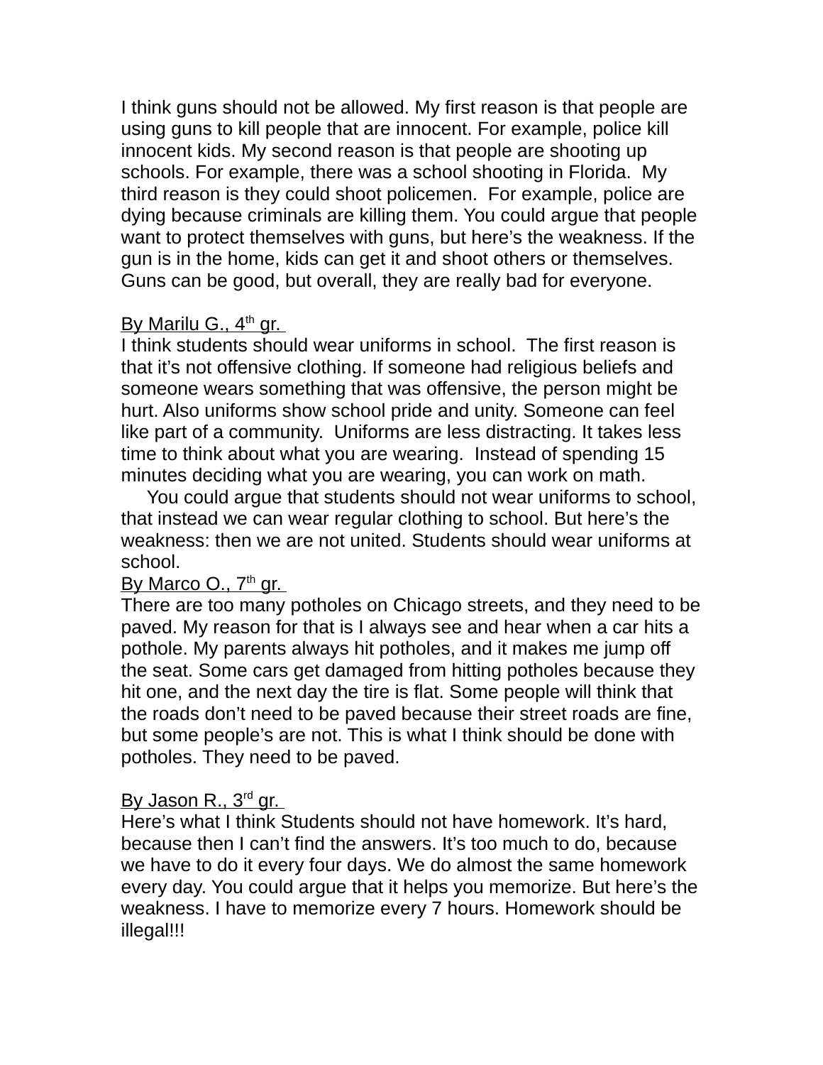I think guns should not be allowed. My first reason is that people are using guns to kill people that are innocent. For example, police kill innocent kids. My second reason is that people are shooting up schools. For example, there was a school shooting in Florida. My third reason is they could shoot policemen. For example, police are dying because criminals are killing them. You could argue that people want to protect themselves with guns, but here's the weakness. If the gun is in the home, kids can get it and shoot others or themselves. Guns can be good, but overall, they are really bad for everyone.

By Marilu G., 4th gr.

I think students should wear uniforms in school. The first reason is that it's not offensive clothing. If someone had religious beliefs and someone wears something that was offensive, the person might be hurt. Also uniforms show school pride and unity. Someone can feel like part of a community. Uniforms are less distracting. It takes less time to think about what you are wearing. Instead of spending 15 minutes deciding what you are wearing, you can work on math.

You could argue that students should not wear uniforms to school, that instead we can wear regular clothing to school. But here's the weakness: then we are not united. Students should wear uniforms at school.

By Marco O., 7th gr.

There are too many potholes on Chicago streets, and they need to be paved. My reason for that is I always see and hear when a car hits a pothole. My parents always hit potholes, and it makes me jump off the seat. Some cars get damaged from hitting potholes because they hit one, and the next day the tire is flat. Some people will think that the roads don't need to be paved because their street roads are fine, but some people's are not. This is what I think should be done with potholes. They need to be paved.

By Jason R., 3rd gr.

Here's what I think Students should not have homework. It's hard, because then I can't find the answers. It's too much to do, because we have to do it every four days. We do almost the same homework every day. You could argue that it helps you memorize. But here's the weakness. I have to memorize every 7 hours. Homework should be illegal!!!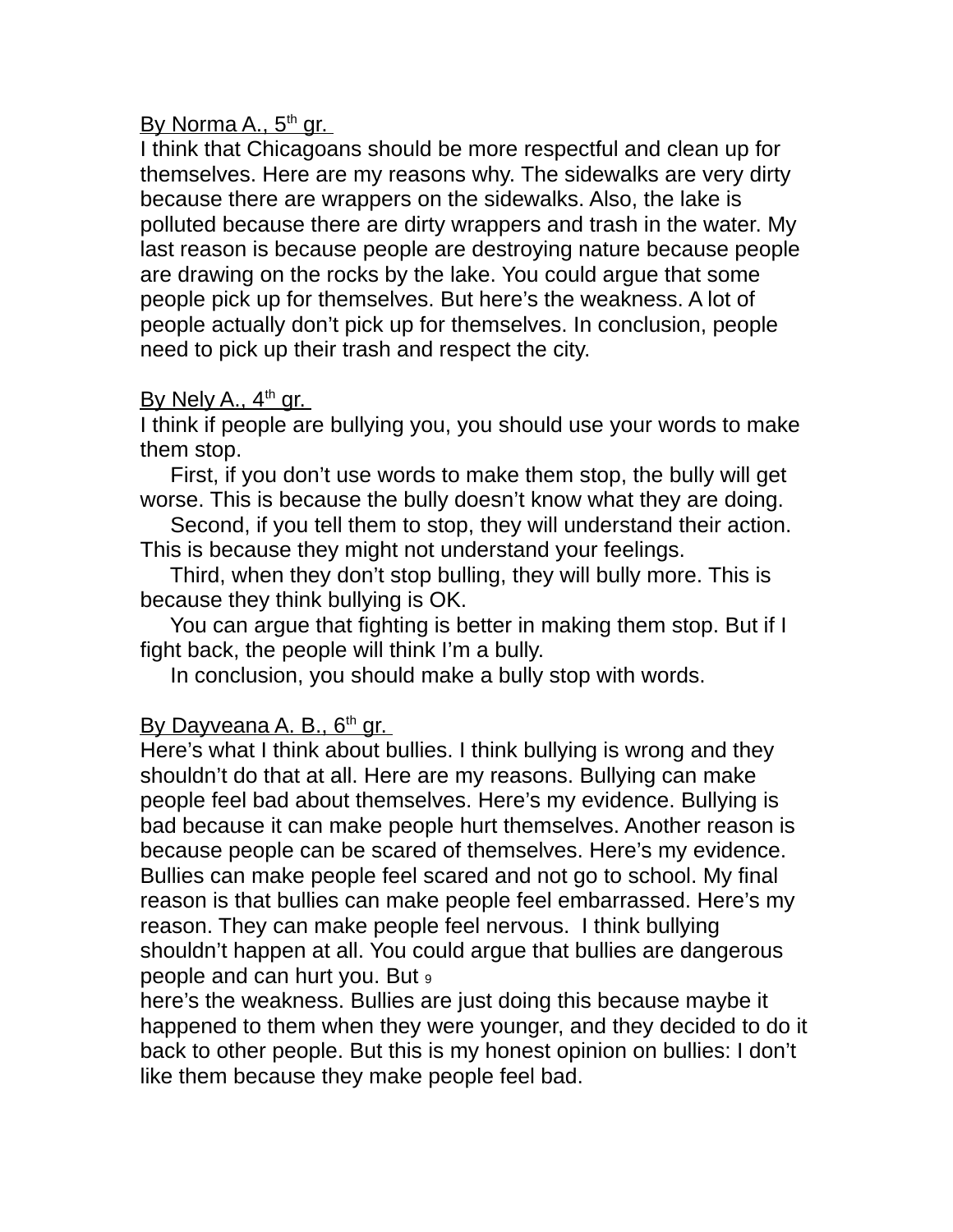By Norma A., 5th gr.

I think that Chicagoans should be more respectful and clean up for themselves. Here are my reasons why. The sidewalks are very dirty because there are wrappers on the sidewalks. Also, the lake is polluted because there are dirty wrappers and trash in the water. My last reason is because people are destroying nature because people are drawing on the rocks by the lake. You could argue that some people pick up for themselves. But here's the weakness. A lot of people actually don't pick up for themselves. In conclusion, people need to pick up their trash and respect the city.

By Nely A., 4th gr.

I think if people are bullying you, you should use your words to make them stop.

First, if you don't use words to make them stop, the bully will get worse. This is because the bully doesn't know what they are doing.

Second, if you tell them to stop, they will understand their action. This is because they might not understand your feelings.

Third, when they don't stop bulling, they will bully more. This is because they think bullying is OK.

You can argue that fighting is better in making them stop. But if I fight back, the people will think I'm a bully.

In conclusion, you should make a bully stop with words.

By Dayveana A. B., 6th gr.

Here's what I think about bullies. I think bullying is wrong and they shouldn't do that at all. Here are my reasons. Bullying can make people feel bad about themselves. Here's my evidence. Bullying is bad because it can make people hurt themselves. Another reason is because people can be scared of themselves. Here's my evidence. Bullies can make people feel scared and not go to school. My final reason is that bullies can make people feel embarrassed. Here's my reason. They can make people feel nervous. I think bullying shouldn't happen at all. You could argue that bullies are dangerous people and can hurt you. But here's the weakness. Bullies are just doing this because maybe it happened to them when they were younger, and they decided to do it back to other people. But this is my honest opinion on bullies: I don't like them because they make people feel bad.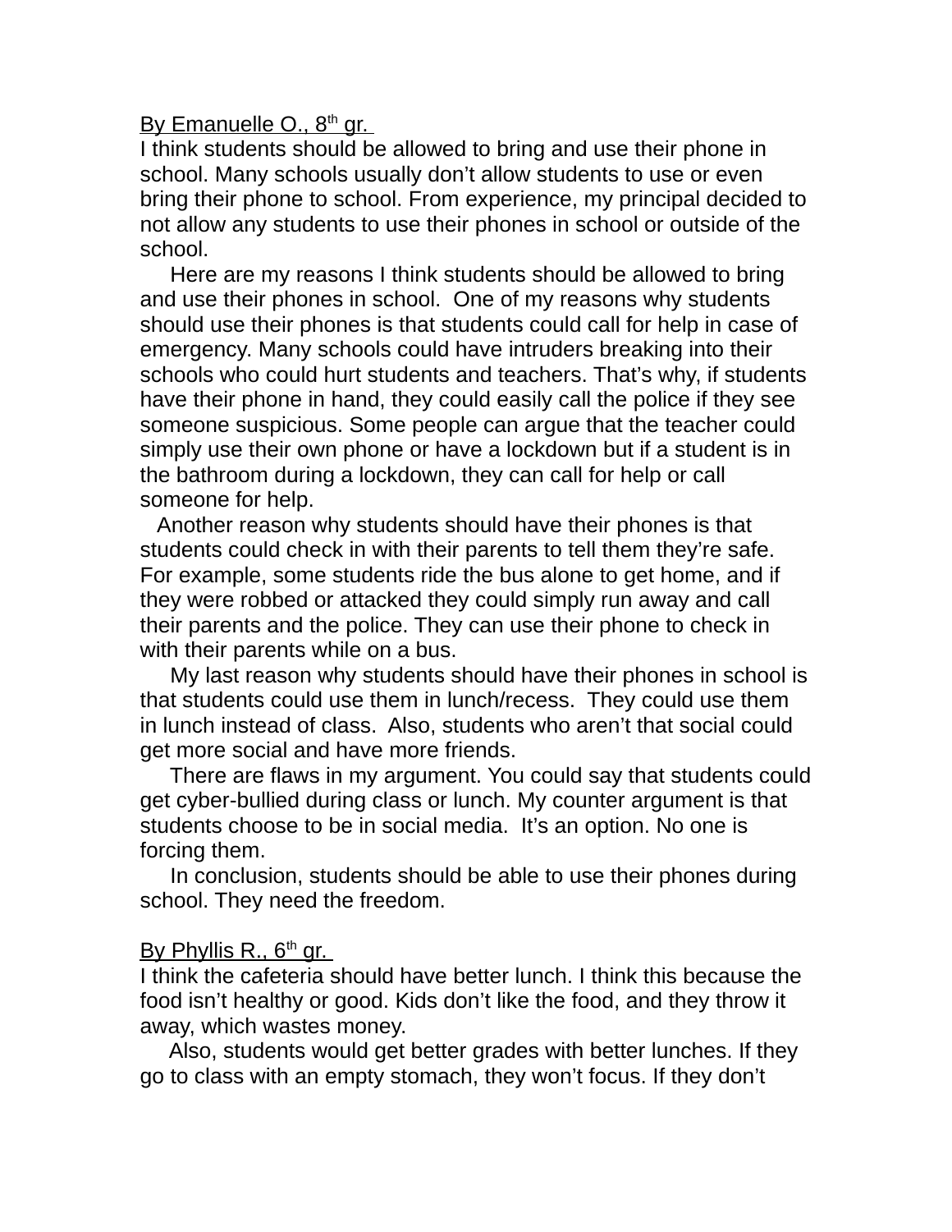By Emanuelle O., 8th gr.

I think students should be allowed to bring and use their phone in school. Many schools usually don't allow students to use or even bring their phone to school. From experience, my principal decided to not allow any students to use their phones in school or outside of the school.

Here are my reasons I think students should be allowed to bring and use their phones in school. One of my reasons why students should use their phones is that students could call for help in case of emergency. Many schools could have intruders breaking into their schools who could hurt students and teachers. That's why, if students have their phone in hand, they could easily call the police if they see someone suspicious. Some people can argue that the teacher could simply use their own phone or have a lockdown but if a student is in the bathroom during a lockdown, they can call for help or call someone for help.

Another reason why students should have their phones is that students could check in with their parents to tell them they're safe. For example, some students ride the bus alone to get home, and if they were robbed or attacked they could simply run away and call their parents and the police. They can use their phone to check in with their parents while on a bus.

My last reason why students should have their phones in school is that students could use them in lunch/recess. They could use them in lunch instead of class. Also, students who aren't that social could get more social and have more friends.

There are flaws in my argument. You could say that students could get cyber-bullied during class or lunch. My counter argument is that students choose to be in social media. It's an option. No one is forcing them.

In conclusion, students should be able to use their phones during school. They need the freedom.

By Phyllis R., 6th gr.

I think the cafeteria should have better lunch. I think this because the food isn't healthy or good. Kids don't like the food, and they throw it away, which wastes money.

Also, students would get better grades with better lunches. If they go to class with an empty stomach, they won't focus. If they don't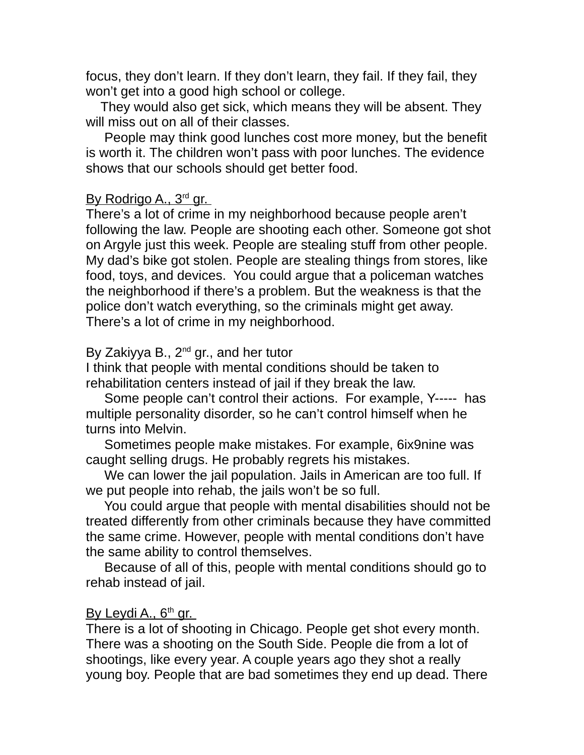focus, they don't learn. If they don't learn, they fail. If they fail, they won't get into a good high school or college.

They would also get sick, which means they will be absent. They will miss out on all of their classes.

People may think good lunches cost more money, but the benefit is worth it. The children won't pass with poor lunches. The evidence shows that our schools should get better food.

<u>By Rodrigo A., 3rd gr.</u>

There's a lot of crime in my neighborhood because people aren't following the law. People are shooting each other. Someone got shot on Argyle just this week. People are stealing stuff from other people. My dad's bike got stolen. People are stealing things from stores, like food, toys, and devices. You could argue that a policeman watches the neighborhood if there's a problem. But the weakness is that the police don't watch everything, so the criminals might get away. There's a lot of crime in my neighborhood.

By Zakiyya B., 2nd gr., and her tutor

I think that people with mental conditions should be taken to rehabilitation centers instead of jail if they break the law.

Some people can't control their actions. For example, Y----- has multiple personality disorder, so he can't control himself when he turns into Melvin.

Sometimes people make mistakes. For example, 6ix9nine was caught selling drugs. He probably regrets his mistakes.

We can lower the jail population. Jails in American are too full. If we put people into rehab, the jails won't be so full.

You could argue that people with mental disabilities should not be treated differently from other criminals because they have committed the same crime. However, people with mental conditions don't have the same ability to control themselves.

Because of all of this, people with mental conditions should go to rehab instead of jail.

<u>By Leydi A., 6th gr.</u>

There is a lot of shooting in Chicago. People get shot every month. There was a shooting on the South Side. People die from a lot of shootings, like every year. A couple years ago they shot a really young boy. People that are bad sometimes they end up dead. There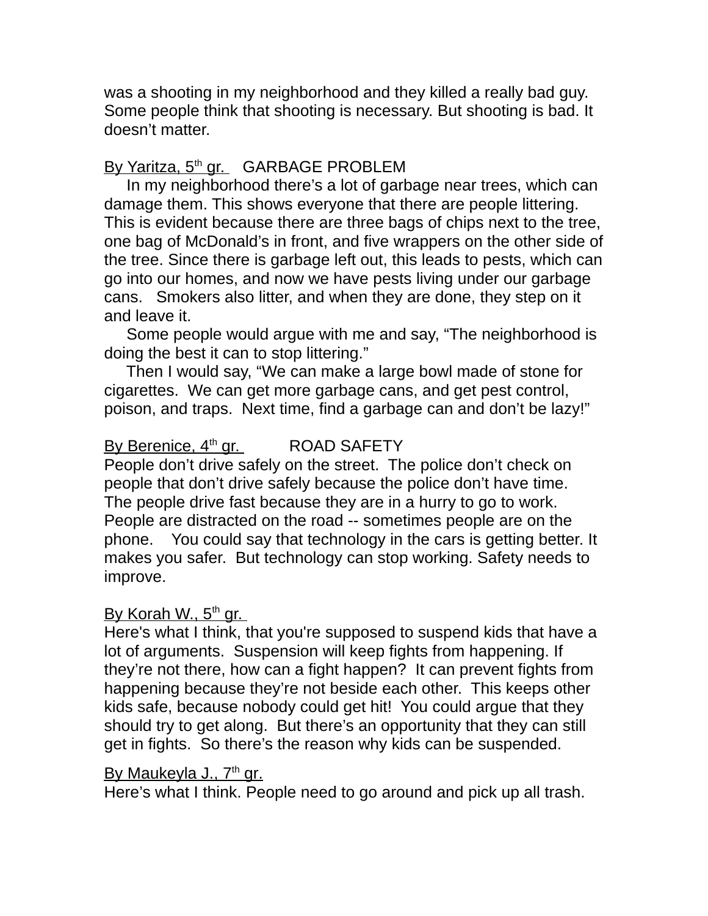was a shooting in my neighborhood and they killed a really bad guy. Some people think that shooting is necessary. But shooting is bad. It doesn't matter.

By Yaritza, 5th gr. GARBAGE PROBLEM

In my neighborhood there's a lot of garbage near trees, which can damage them. This shows everyone that there are people littering. This is evident because there are three bags of chips next to the tree, one bag of McDonald's in front, and five wrappers on the other side of the tree. Since there is garbage left out, this leads to pests, which can go into our homes, and now we have pests living under our garbage cans. Smokers also litter, and when they are done, they step on it and leave it.

Some people would argue with me and say, "The neighborhood is doing the best it can to stop littering."

Then I would say, "We can make a large bowl made of stone for cigarettes. We can get more garbage cans, and get pest control, poison, and traps. Next time, find a garbage can and don't be lazy!"

By Berenice, 4th gr. ROAD SAFETY

People don't drive safely on the street. The police don't check on people that don't drive safely because the police don't have time. The people drive fast because they are in a hurry to go to work. People are distracted on the road -- sometimes people are on the phone. You could say that technology in the cars is getting better. It makes you safer. But technology can stop working. Safety needs to improve.

By Korah W., 5th gr.

Here's what I think, that you're supposed to suspend kids that have a lot of arguments. Suspension will keep fights from happening. If they're not there, how can a fight happen? It can prevent fights from happening because they're not beside each other. This keeps other kids safe, because nobody could get hit! You could argue that they should try to get along. But there's an opportunity that they can still get in fights. So there's the reason why kids can be suspended.

By Maukeyla J., 7th gr.

Here's what I think. People need to go around and pick up all trash.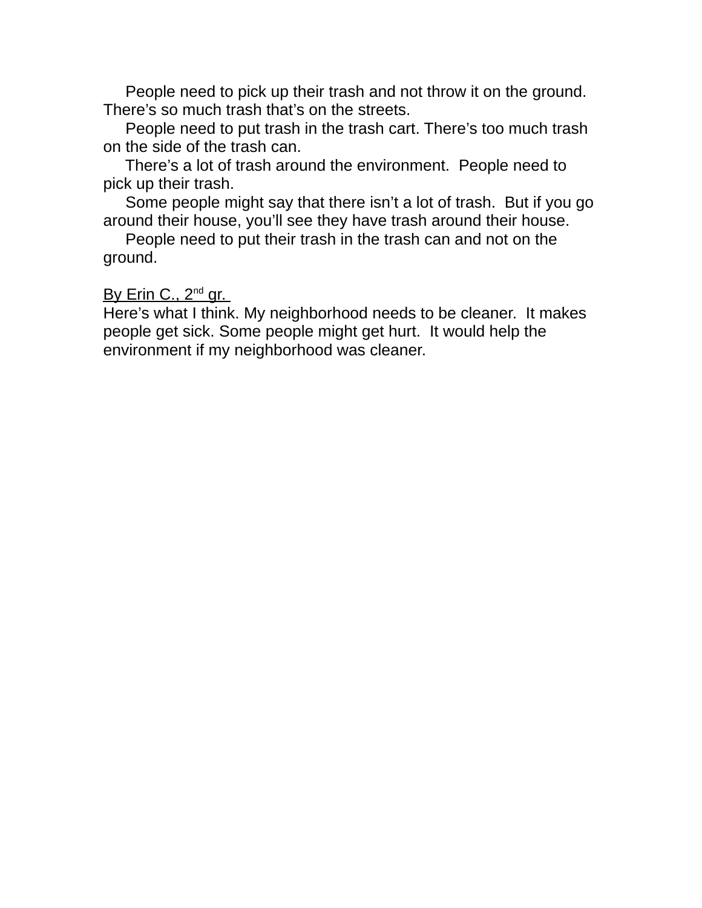People need to pick up their trash and not throw it on the ground. There's so much trash that's on the streets.

People need to put trash in the trash cart. There's too much trash on the side of the trash can.

There's a lot of trash around the environment. People need to pick up their trash.

Some people might say that there isn't a lot of trash. But if you go around their house, you'll see they have trash around their house.

People need to put their trash in the trash can and not on the ground.

<u>By Erin C., 2nd gr.</u>

Here's what I think. My neighborhood needs to be cleaner. It makes people get sick. Some people might get hurt. It would help the environment if my neighborhood was cleaner.